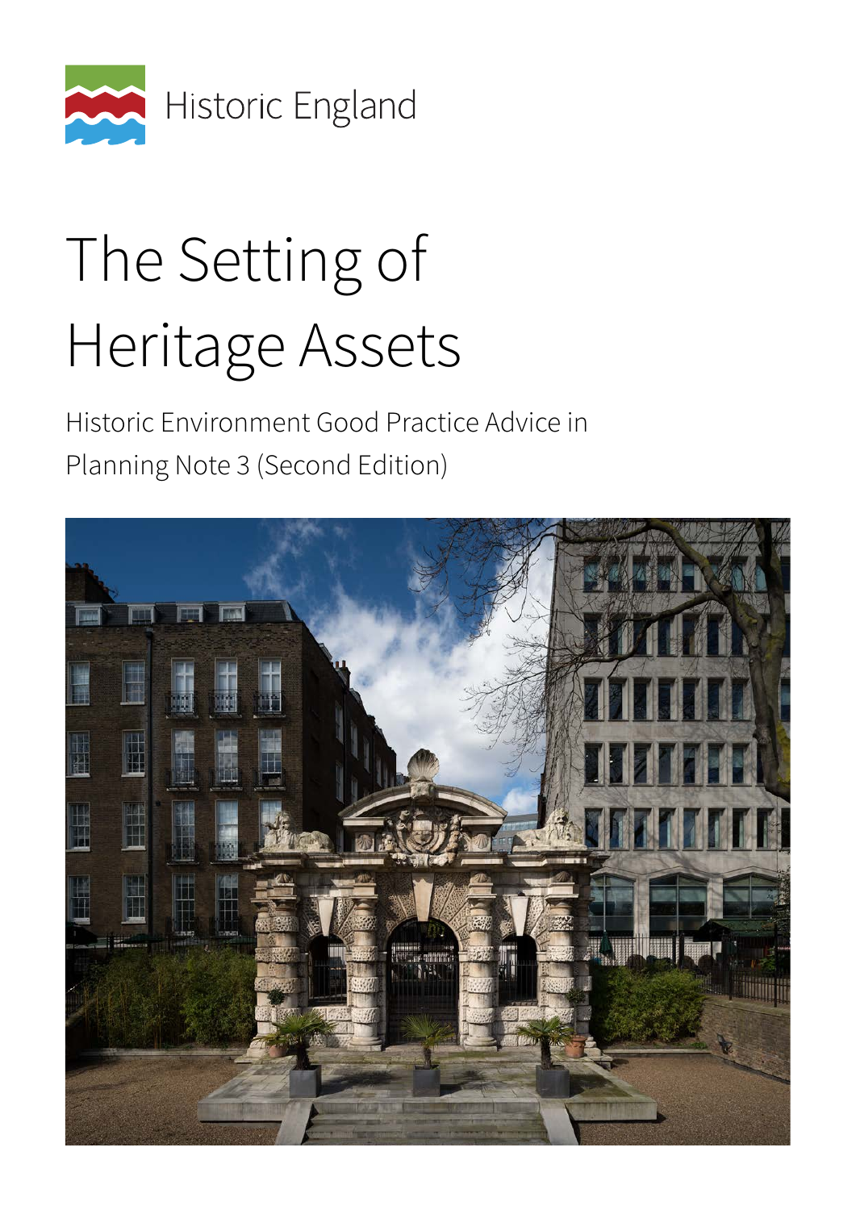Historic England

# The Setting of Heritage Assets

Historic Environment Good Practice Advice in Planning Note 3 (Second Edition)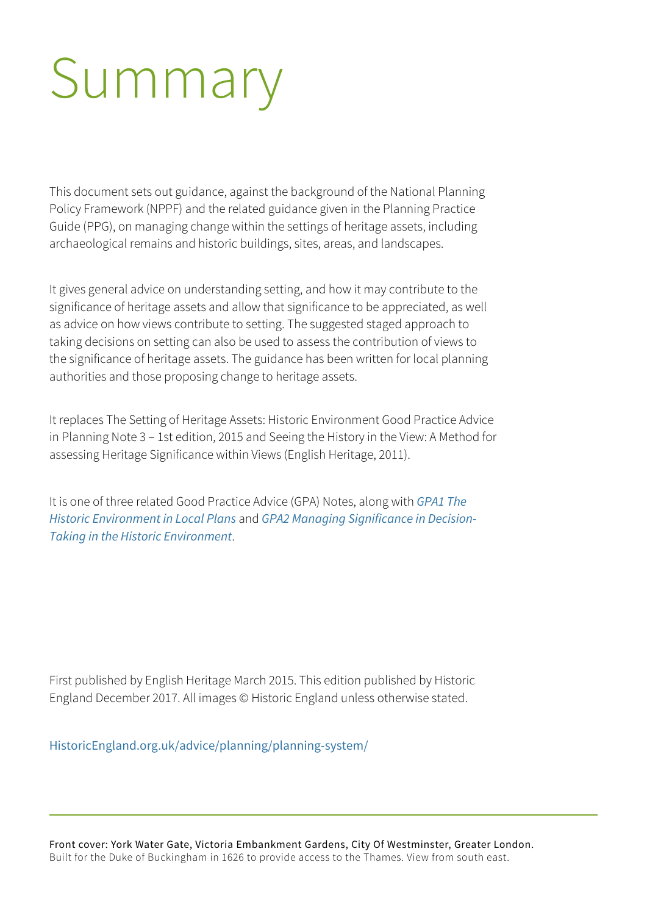# Summary

This document sets out guidance, against the background of the National Planning Policy Framework (NPPF) and the related guidance given in the Planning Practice Guide (PPG), on managing change within the settings of heritage assets, including archaeological remains and historic buildings, sites, areas, and landscapes.

It gives general advice on understanding setting, and how it may contribute to the significance of heritage assets and allow that significance to be appreciated, as well as advice on how views contribute to setting. The suggested staged approach to taking decisions on setting can also be used to assess the contribution of views to the significance of heritage assets. The guidance has been written for local planning authorities and those proposing change to heritage assets.

It replaces The Setting of Heritage Assets: Historic Environment Good Practice Advice in Planning Note 3 – 1st edition, 2015 and Seeing the History in the View: A Method for assessing Heritage Significance within Views (English Heritage, 2011).

It is one of three related Good Practice Advice (GPA) Notes, along with *GPA1 The Historic Environment in Local Plans* and *GPA2 Managing Significance in Decision-Taking in the Historic Environment*.

First published by English Heritage March 2015. This edition published by Historic England December 2017. All images © Historic England unless otherwise stated.

HistoricEngland.org.uk/advice/planning/planning-system/

Front cover: York Water Gate, Victoria Embankment Gardens, City Of Westminster, Greater London.
Built for the Duke of Buckingham in 1626 to provide access to the Thames. View from south east.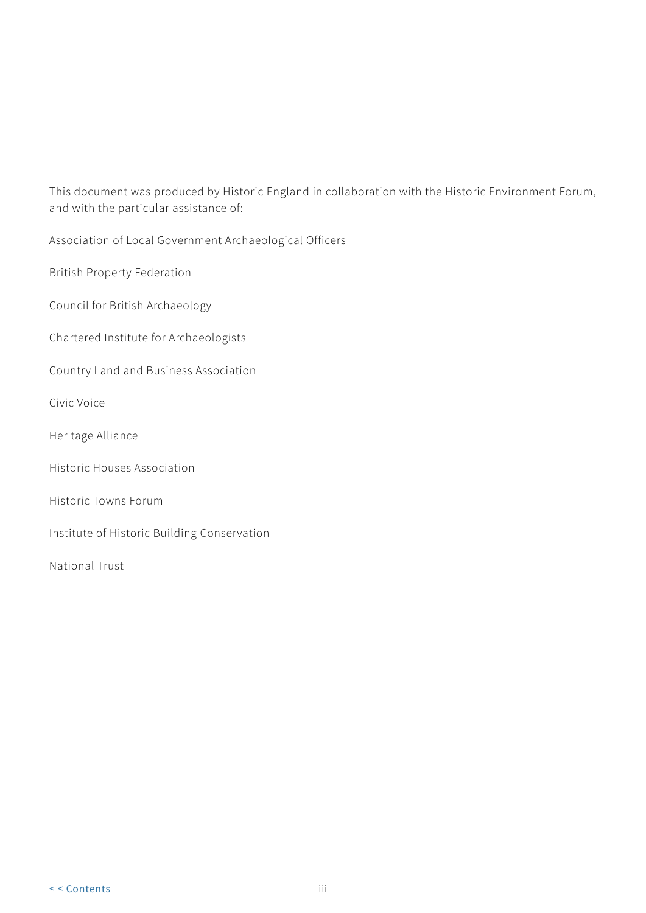This document was produced by Historic England in collaboration with the Historic Environment Forum, and with the particular assistance of:

Association of Local Government Archaeological Officers

British Property Federation

Council for British Archaeology

Chartered Institute for Archaeologists

Country Land and Business Association

Civic Voice

Heritage Alliance

Historic Houses Association

Historic Towns Forum

Institute of Historic Building Conservation

National Trust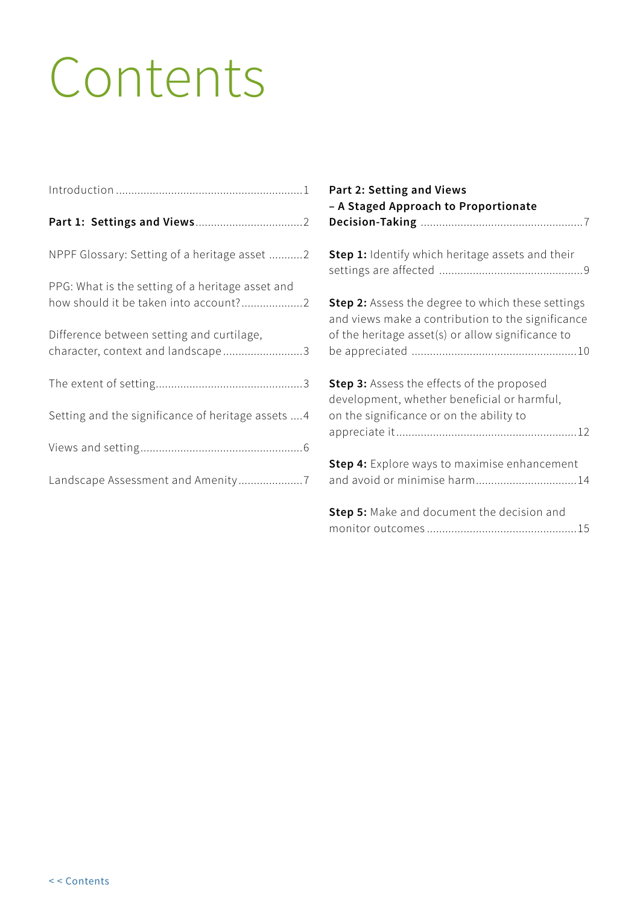# Contents

Introduction ........................................................................1

**Part 1: Settings and Views**..................................2

NPPF Glossary: Setting of a heritage asset ...........2

PPG: What is the setting of a heritage asset and how should it be taken into account?....................2

Difference between setting and curtilage, character, context and landscape..........................3

The extent of setting................................................3

Setting and the significance of heritage assets ....4

Views and setting.....................................................6

Landscape Assessment and Amenity.....................7

**Part 2: Setting and Views – A Staged Approach to Proportionate Decision-Taking** ....................................................7

**Step 1:** Identify which heritage assets and their settings are affected ...............................................9

**Step 2:** Assess the degree to which these settings and views make a contribution to the significance of the heritage asset(s) or allow significance to be appreciated .....................................................10

**Step 3:** Assess the effects of the proposed development, whether beneficial or harmful, on the significance or on the ability to appreciate it...........................................................12

**Step 4:** Explore ways to maximise enhancement and avoid or minimise harm.................................14

**Step 5:** Make and document the decision and monitor outcomes.................................................15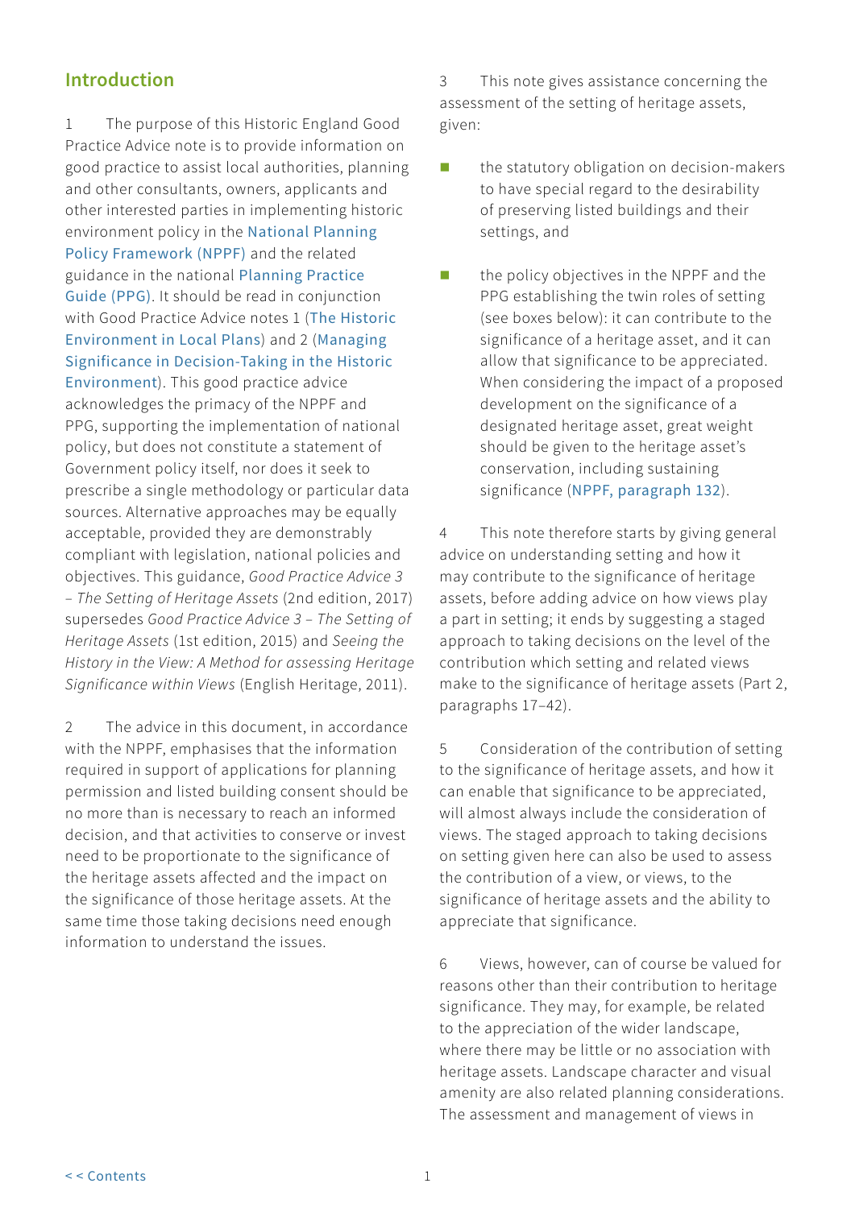## Introduction

1 The purpose of this Historic England Good Practice Advice note is to provide information on good practice to assist local authorities, planning and other consultants, owners, applicants and other interested parties in implementing historic environment policy in the National Planning Policy Framework (NPPF) and the related guidance in the national Planning Practice Guide (PPG). It should be read in conjunction with Good Practice Advice notes 1 (The Historic Environment in Local Plans) and 2 (Managing Significance in Decision-Taking in the Historic Environment). This good practice advice acknowledges the primacy of the NPPF and PPG, supporting the implementation of national policy, but does not constitute a statement of Government policy itself, nor does it seek to prescribe a single methodology or particular data sources. Alternative approaches may be equally acceptable, provided they are demonstrably compliant with legislation, national policies and objectives. This guidance, *Good Practice Advice 3 – The Setting of Heritage Assets* (2nd edition, 2017) supersedes *Good Practice Advice 3 – The Setting of Heritage Assets* (1st edition, 2015) and *Seeing the History in the View: A Method for assessing Heritage Significance within Views* (English Heritage, 2011).

2 The advice in this document, in accordance with the NPPF, emphasises that the information required in support of applications for planning permission and listed building consent should be no more than is necessary to reach an informed decision, and that activities to conserve or invest need to be proportionate to the significance of the heritage assets affected and the impact on the significance of those heritage assets. At the same time those taking decisions need enough information to understand the issues.

3 This note gives assistance concerning the assessment of the setting of heritage assets, given:

- the statutory obligation on decision-makers to have special regard to the desirability of preserving listed buildings and their settings, and
- the policy objectives in the NPPF and the PPG establishing the twin roles of setting (see boxes below): it can contribute to the significance of a heritage asset, and it can allow that significance to be appreciated. When considering the impact of a proposed development on the significance of a designated heritage asset, great weight should be given to the heritage asset's conservation, including sustaining significance (NPPF, paragraph 132).

4 This note therefore starts by giving general advice on understanding setting and how it may contribute to the significance of heritage assets, before adding advice on how views play a part in setting; it ends by suggesting a staged approach to taking decisions on the level of the contribution which setting and related views make to the significance of heritage assets (Part 2, paragraphs 17–42).

5 Consideration of the contribution of setting to the significance of heritage assets, and how it can enable that significance to be appreciated, will almost always include the consideration of views. The staged approach to taking decisions on setting given here can also be used to assess the contribution of a view, or views, to the significance of heritage assets and the ability to appreciate that significance.

6 Views, however, can of course be valued for reasons other than their contribution to heritage significance. They may, for example, be related to the appreciation of the wider landscape, where there may be little or no association with heritage assets. Landscape character and visual amenity are also related planning considerations. The assessment and management of views in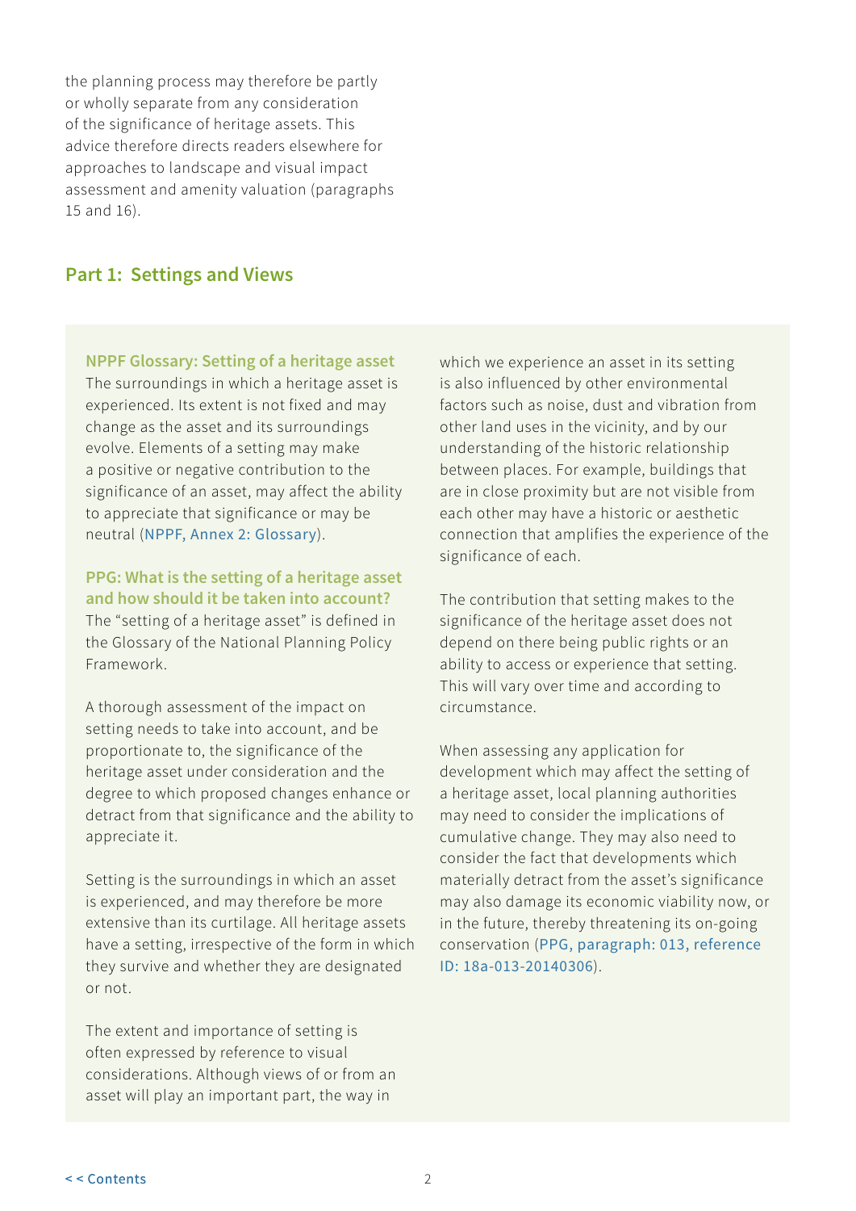the planning process may therefore be partly or wholly separate from any consideration of the significance of heritage assets. This advice therefore directs readers elsewhere for approaches to landscape and visual impact assessment and amenity valuation (paragraphs 15 and 16).

## Part 1: Settings and Views

### NPPF Glossary: Setting of a heritage asset

The surroundings in which a heritage asset is experienced. Its extent is not fixed and may change as the asset and its surroundings evolve. Elements of a setting may make a positive or negative contribution to the significance of an asset, may affect the ability to appreciate that significance or may be neutral (NPPF, Annex 2: Glossary).

### PPG: What is the setting of a heritage asset and how should it be taken into account?

The "setting of a heritage asset" is defined in the Glossary of the National Planning Policy Framework.

A thorough assessment of the impact on setting needs to take into account, and be proportionate to, the significance of the heritage asset under consideration and the degree to which proposed changes enhance or detract from that significance and the ability to appreciate it.

Setting is the surroundings in which an asset is experienced, and may therefore be more extensive than its curtilage. All heritage assets have a setting, irrespective of the form in which they survive and whether they are designated or not.

The extent and importance of setting is often expressed by reference to visual considerations. Although views of or from an asset will play an important part, the way in which we experience an asset in its setting is also influenced by other environmental factors such as noise, dust and vibration from other land uses in the vicinity, and by our understanding of the historic relationship between places. For example, buildings that are in close proximity but are not visible from each other may have a historic or aesthetic connection that amplifies the experience of the significance of each.

The contribution that setting makes to the significance of the heritage asset does not depend on there being public rights or an ability to access or experience that setting. This will vary over time and according to circumstance.

When assessing any application for development which may affect the setting of a heritage asset, local planning authorities may need to consider the implications of cumulative change. They may also need to consider the fact that developments which materially detract from the asset's significance may also damage its economic viability now, or in the future, thereby threatening its on-going conservation (PPG, paragraph: 013, reference ID: 18a-013-20140306).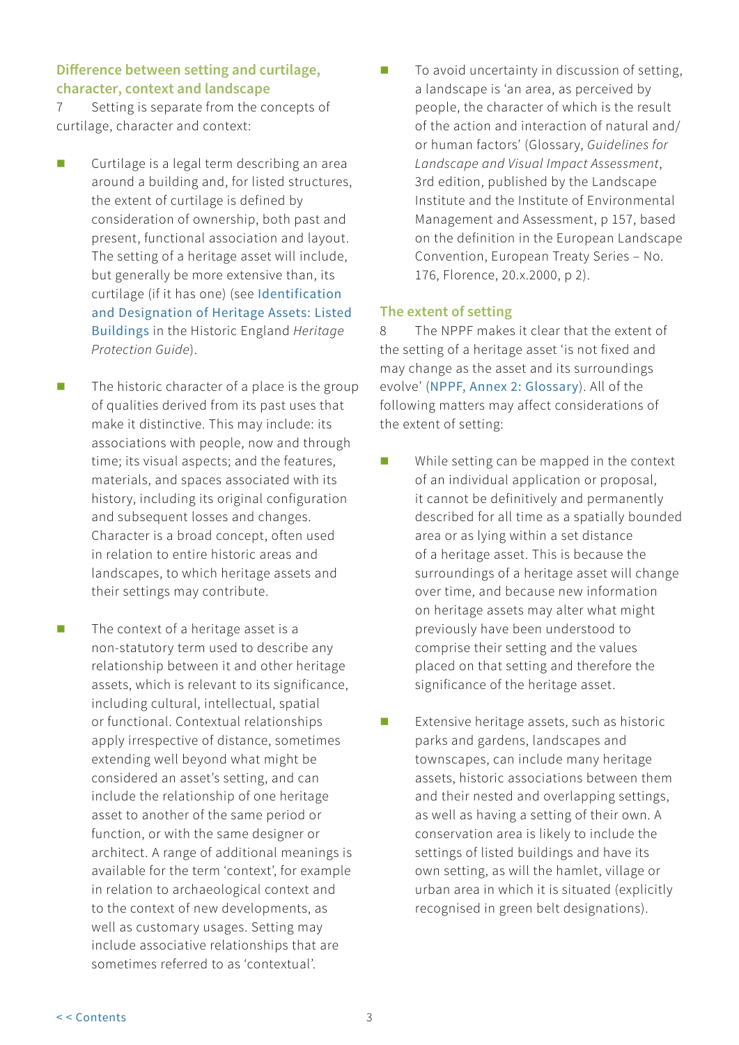### Difference between setting and curtilage, character, context and landscape

7 Setting is separate from the concepts of curtilage, character and context:

- Curtilage is a legal term describing an area around a building and, for listed structures, the extent of curtilage is defined by consideration of ownership, both past and present, functional association and layout. The setting of a heritage asset will include, but generally be more extensive than, its curtilage (if it has one) (see Identification and Designation of Heritage Assets: Listed Buildings in the Historic England *Heritage Protection Guide*).

- The historic character of a place is the group of qualities derived from its past uses that make it distinctive. This may include: its associations with people, now and through time; its visual aspects; and the features, materials, and spaces associated with its history, including its original configuration and subsequent losses and changes. Character is a broad concept, often used in relation to entire historic areas and landscapes, to which heritage assets and their settings may contribute.

- The context of a heritage asset is a non-statutory term used to describe any relationship between it and other heritage assets, which is relevant to its significance, including cultural, intellectual, spatial or functional. Contextual relationships apply irrespective of distance, sometimes extending well beyond what might be considered an asset's setting, and can include the relationship of one heritage asset to another of the same period or function, or with the same designer or architect. A range of additional meanings is available for the term 'context', for example in relation to archaeological context and to the context of new developments, as well as customary usages. Setting may include associative relationships that are sometimes referred to as 'contextual'.

- To avoid uncertainty in discussion of setting, a landscape is 'an area, as perceived by people, the character of which is the result of the action and interaction of natural and/or human factors' (Glossary, *Guidelines for Landscape and Visual Impact Assessment*, 3rd edition, published by the Landscape Institute and the Institute of Environmental Management and Assessment, p 157, based on the definition in the European Landscape Convention, European Treaty Series – No. 176, Florence, 20.x.2000, p 2).

### The extent of setting

8 The NPPF makes it clear that the extent of the setting of a heritage asset 'is not fixed and may change as the asset and its surroundings evolve' (NPPF, Annex 2: Glossary). All of the following matters may affect considerations of the extent of setting:

- While setting can be mapped in the context of an individual application or proposal, it cannot be definitively and permanently described for all time as a spatially bounded area or as lying within a set distance of a heritage asset. This is because the surroundings of a heritage asset will change over time, and because new information on heritage assets may alter what might previously have been understood to comprise their setting and the values placed on that setting and therefore the significance of the heritage asset.

- Extensive heritage assets, such as historic parks and gardens, landscapes and townscapes, can include many heritage assets, historic associations between them and their nested and overlapping settings, as well as having a setting of their own. A conservation area is likely to include the settings of listed buildings and have its own setting, as will the hamlet, village or urban area in which it is situated (explicitly recognised in green belt designations).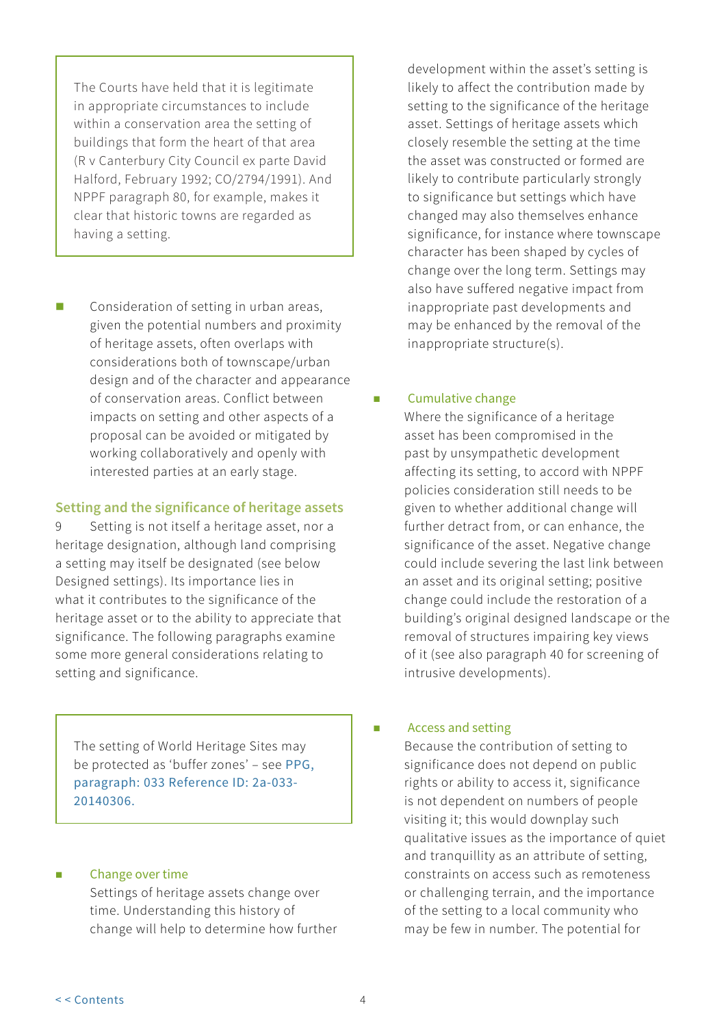> The Courts have held that it is legitimate in appropriate circumstances to include within a conservation area the setting of buildings that form the heart of that area (R v Canterbury City Council ex parte David Halford, February 1992; CO/2794/1991). And NPPF paragraph 80, for example, makes it clear that historic towns are regarded as having a setting.

- Consideration of setting in urban areas, given the potential numbers and proximity of heritage assets, often overlaps with considerations both of townscape/urban design and of the character and appearance of conservation areas. Conflict between impacts on setting and other aspects of a proposal can be avoided or mitigated by working collaboratively and openly with interested parties at an early stage.

### Setting and the significance of heritage assets

9 Setting is not itself a heritage asset, nor a heritage designation, although land comprising a setting may itself be designated (see below Designed settings). Its importance lies in what it contributes to the significance of the heritage asset or to the ability to appreciate that significance. The following paragraphs examine some more general considerations relating to setting and significance.

> The setting of World Heritage Sites may be protected as 'buffer zones' – see PPG, paragraph: 033 Reference ID: 2a-033-20140306.

- **Change over time**
  Settings of heritage assets change over time. Understanding this history of change will help to determine how further development within the asset's setting is likely to affect the contribution made by setting to the significance of the heritage asset. Settings of heritage assets which closely resemble the setting at the time the asset was constructed or formed are likely to contribute particularly strongly to significance but settings which have changed may also themselves enhance significance, for instance where townscape character has been shaped by cycles of change over the long term. Settings may also have suffered negative impact from inappropriate past developments and may be enhanced by the removal of the inappropriate structure(s).

- **Cumulative change**
  Where the significance of a heritage asset has been compromised in the past by unsympathetic development affecting its setting, to accord with NPPF policies consideration still needs to be given to whether additional change will further detract from, or can enhance, the significance of the asset. Negative change could include severing the last link between an asset and its original setting; positive change could include the restoration of a building's original designed landscape or the removal of structures impairing key views of it (see also paragraph 40 for screening of intrusive developments).

- **Access and setting**
  Because the contribution of setting to significance does not depend on public rights or ability to access it, significance is not dependent on numbers of people visiting it; this would downplay such qualitative issues as the importance of quiet and tranquillity as an attribute of setting, constraints on access such as remoteness or challenging terrain, and the importance of the setting to a local community who may be few in number. The potential for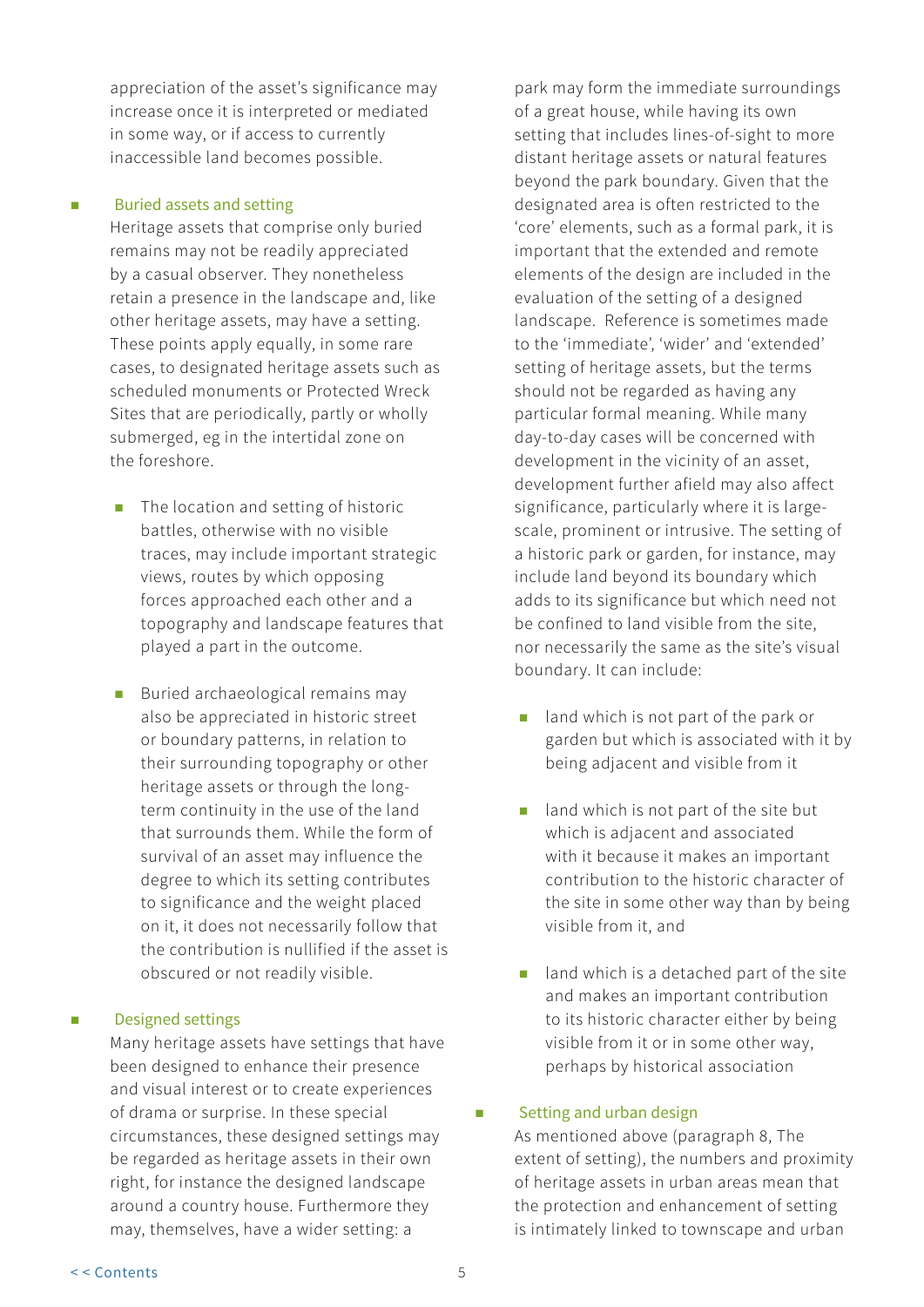appreciation of the asset's significance may increase once it is interpreted or mediated in some way, or if access to currently inaccessible land becomes possible.

- **Buried assets and setting**
  Heritage assets that comprise only buried remains may not be readily appreciated by a casual observer. They nonetheless retain a presence in the landscape and, like other heritage assets, may have a setting. These points apply equally, in some rare cases, to designated heritage assets such as scheduled monuments or Protected Wreck Sites that are periodically, partly or wholly submerged, eg in the intertidal zone on the foreshore.

  - The location and setting of historic battles, otherwise with no visible traces, may include important strategic views, routes by which opposing forces approached each other and a topography and landscape features that played a part in the outcome.

  - Buried archaeological remains may also be appreciated in historic street or boundary patterns, in relation to their surrounding topography or other heritage assets or through the long-term continuity in the use of the land that surrounds them. While the form of survival of an asset may influence the degree to which its setting contributes to significance and the weight placed on it, it does not necessarily follow that the contribution is nullified if the asset is obscured or not readily visible.

- **Designed settings**
  Many heritage assets have settings that have been designed to enhance their presence and visual interest or to create experiences of drama or surprise. In these special circumstances, these designed settings may be regarded as heritage assets in their own right, for instance the designed landscape around a country house. Furthermore they may, themselves, have a wider setting: a park may form the immediate surroundings of a great house, while having its own setting that includes lines-of-sight to more distant heritage assets or natural features beyond the park boundary. Given that the designated area is often restricted to the 'core' elements, such as a formal park, it is important that the extended and remote elements of the design are included in the evaluation of the setting of a designed landscape. Reference is sometimes made to the 'immediate', 'wider' and 'extended' setting of heritage assets, but the terms should not be regarded as having any particular formal meaning. While many day-to-day cases will be concerned with development in the vicinity of an asset, development further afield may also affect significance, particularly where it is large-scale, prominent or intrusive. The setting of a historic park or garden, for instance, may include land beyond its boundary which adds to its significance but which need not be confined to land visible from the site, nor necessarily the same as the site's visual boundary. It can include:

  - land which is not part of the park or garden but which is associated with it by being adjacent and visible from it

  - land which is not part of the site but which is adjacent and associated with it because it makes an important contribution to the historic character of the site in some other way than by being visible from it, and

  - land which is a detached part of the site and makes an important contribution to its historic character either by being visible from it or in some other way, perhaps by historical association

- **Setting and urban design**
  As mentioned above (paragraph 8, The extent of setting), the numbers and proximity of heritage assets in urban areas mean that the protection and enhancement of setting is intimately linked to townscape and urban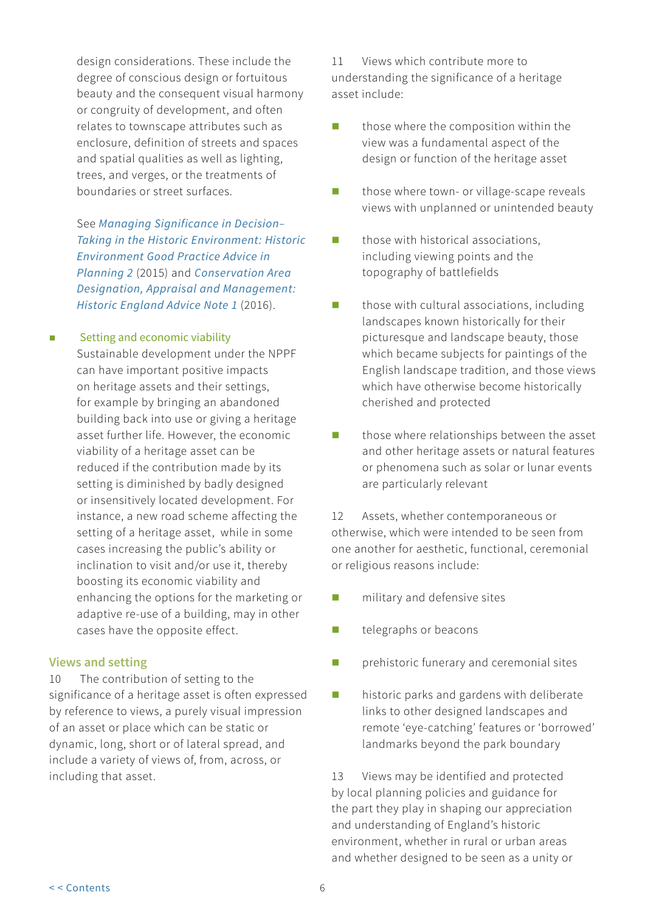design considerations. These include the degree of conscious design or fortuitous beauty and the consequent visual harmony or congruity of development, and often relates to townscape attributes such as enclosure, definition of streets and spaces and spatial qualities as well as lighting, trees, and verges, or the treatments of boundaries or street surfaces.

See *Managing Significance in Decision–Taking in the Historic Environment: Historic Environment Good Practice Advice in Planning 2* (2015) and *Conservation Area Designation, Appraisal and Management: Historic England Advice Note 1* (2016).

- Setting and economic viability
  Sustainable development under the NPPF can have important positive impacts on heritage assets and their settings, for example by bringing an abandoned building back into use or giving a heritage asset further life. However, the economic viability of a heritage asset can be reduced if the contribution made by its setting is diminished by badly designed or insensitively located development. For instance, a new road scheme affecting the setting of a heritage asset, while in some cases increasing the public's ability or inclination to visit and/or use it, thereby boosting its economic viability and enhancing the options for the marketing or adaptive re-use of a building, may in other cases have the opposite effect.

### Views and setting

10 The contribution of setting to the significance of a heritage asset is often expressed by reference to views, a purely visual impression of an asset or place which can be static or dynamic, long, short or of lateral spread, and include a variety of views of, from, across, or including that asset.

11 Views which contribute more to understanding the significance of a heritage asset include:

- those where the composition within the view was a fundamental aspect of the design or function of the heritage asset
- those where town- or village-scape reveals views with unplanned or unintended beauty
- those with historical associations, including viewing points and the topography of battlefields
- those with cultural associations, including landscapes known historically for their picturesque and landscape beauty, those which became subjects for paintings of the English landscape tradition, and those views which have otherwise become historically cherished and protected
- those where relationships between the asset and other heritage assets or natural features or phenomena such as solar or lunar events are particularly relevant

12 Assets, whether contemporaneous or otherwise, which were intended to be seen from one another for aesthetic, functional, ceremonial or religious reasons include:

- military and defensive sites
- telegraphs or beacons
- prehistoric funerary and ceremonial sites
- historic parks and gardens with deliberate links to other designed landscapes and remote 'eye-catching' features or 'borrowed' landmarks beyond the park boundary

13 Views may be identified and protected by local planning policies and guidance for the part they play in shaping our appreciation and understanding of England's historic environment, whether in rural or urban areas and whether designed to be seen as a unity or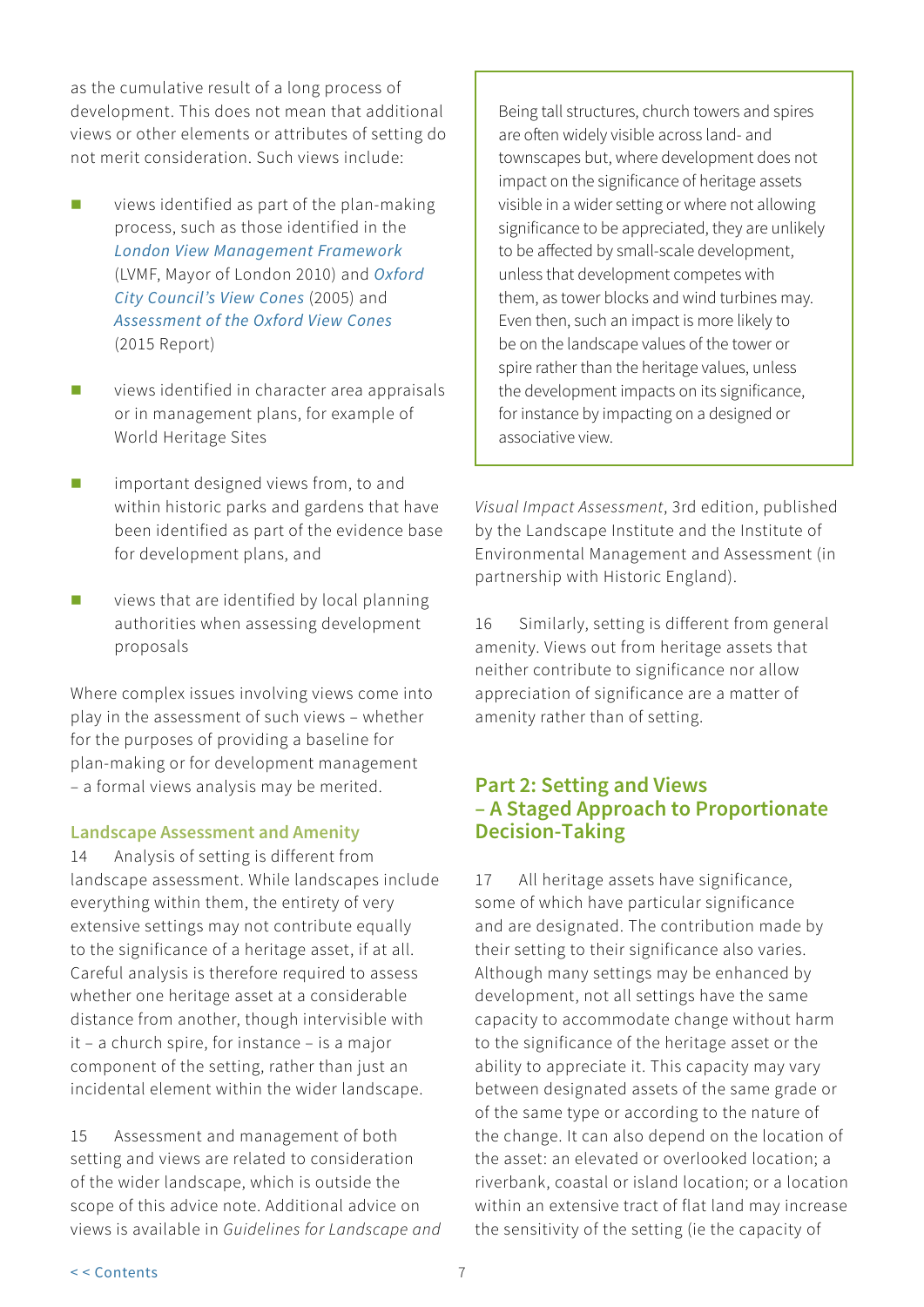as the cumulative result of a long process of development. This does not mean that additional views or other elements or attributes of setting do not merit consideration. Such views include:

- views identified as part of the plan-making process, such as those identified in the *London View Management Framework* (LVMF, Mayor of London 2010) and *Oxford City Council's View Cones* (2005) and *Assessment of the Oxford View Cones* (2015 Report)
- views identified in character area appraisals or in management plans, for example of World Heritage Sites
- important designed views from, to and within historic parks and gardens that have been identified as part of the evidence base for development plans, and
- views that are identified by local planning authorities when assessing development proposals

Where complex issues involving views come into play in the assessment of such views – whether for the purposes of providing a baseline for plan-making or for development management – a formal views analysis may be merited.

### Landscape Assessment and Amenity

14 Analysis of setting is different from landscape assessment. While landscapes include everything within them, the entirety of very extensive settings may not contribute equally to the significance of a heritage asset, if at all. Careful analysis is therefore required to assess whether one heritage asset at a considerable distance from another, though intervisible with it – a church spire, for instance – is a major component of the setting, rather than just an incidental element within the wider landscape.

15 Assessment and management of both setting and views are related to consideration of the wider landscape, which is outside the scope of this advice note. Additional advice on views is available in *Guidelines for Landscape and Visual Impact Assessment*, 3rd edition, published by the Landscape Institute and the Institute of Environmental Management and Assessment (in partnership with Historic England).

> Being tall structures, church towers and spires are often widely visible across land- and townscapes but, where development does not impact on the significance of heritage assets visible in a wider setting or where not allowing significance to be appreciated, they are unlikely to be affected by small-scale development, unless that development competes with them, as tower blocks and wind turbines may. Even then, such an impact is more likely to be on the landscape values of the tower or spire rather than the heritage values, unless the development impacts on its significance, for instance by impacting on a designed or associative view.

16 Similarly, setting is different from general amenity. Views out from heritage assets that neither contribute to significance nor allow appreciation of significance are a matter of amenity rather than of setting.

## Part 2: Setting and Views – A Staged Approach to Proportionate Decision-Taking

17 All heritage assets have significance, some of which have particular significance and are designated. The contribution made by their setting to their significance also varies. Although many settings may be enhanced by development, not all settings have the same capacity to accommodate change without harm to the significance of the heritage asset or the ability to appreciate it. This capacity may vary between designated assets of the same grade or of the same type or according to the nature of the change. It can also depend on the location of the asset: an elevated or overlooked location; a riverbank, coastal or island location; or a location within an extensive tract of flat land may increase the sensitivity of the setting (ie the capacity of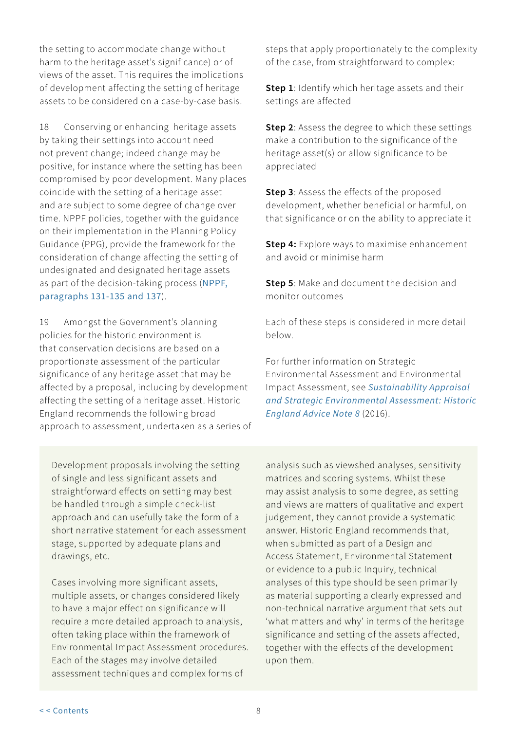the setting to accommodate change without harm to the heritage asset's significance) or of views of the asset. This requires the implications of development affecting the setting of heritage assets to be considered on a case-by-case basis.

18 Conserving or enhancing heritage assets by taking their settings into account need not prevent change; indeed change may be positive, for instance where the setting has been compromised by poor development. Many places coincide with the setting of a heritage asset and are subject to some degree of change over time. NPPF policies, together with the guidance on their implementation in the Planning Policy Guidance (PPG), provide the framework for the consideration of change affecting the setting of undesignated and designated heritage assets as part of the decision-taking process (NPPF, paragraphs 131-135 and 137).

19 Amongst the Government's planning policies for the historic environment is that conservation decisions are based on a proportionate assessment of the particular significance of any heritage asset that may be affected by a proposal, including by development affecting the setting of a heritage asset. Historic England recommends the following broad approach to assessment, undertaken as a series of steps that apply proportionately to the complexity of the case, from straightforward to complex:

**Step 1**: Identify which heritage assets and their settings are affected

**Step 2**: Assess the degree to which these settings make a contribution to the significance of the heritage asset(s) or allow significance to be appreciated

**Step 3**: Assess the effects of the proposed development, whether beneficial or harmful, on that significance or on the ability to appreciate it

**Step 4:** Explore ways to maximise enhancement and avoid or minimise harm

**Step 5**: Make and document the decision and monitor outcomes

Each of these steps is considered in more detail below.

For further information on Strategic Environmental Assessment and Environmental Impact Assessment, see *Sustainability Appraisal and Strategic Environmental Assessment: Historic England Advice Note 8* (2016).

Development proposals involving the setting of single and less significant assets and straightforward effects on setting may best be handled through a simple check-list approach and can usefully take the form of a short narrative statement for each assessment stage, supported by adequate plans and drawings, etc.

Cases involving more significant assets, multiple assets, or changes considered likely to have a major effect on significance will require a more detailed approach to analysis, often taking place within the framework of Environmental Impact Assessment procedures. Each of the stages may involve detailed assessment techniques and complex forms of analysis such as viewshed analyses, sensitivity matrices and scoring systems. Whilst these may assist analysis to some degree, as setting and views are matters of qualitative and expert judgement, they cannot provide a systematic answer. Historic England recommends that, when submitted as part of a Design and Access Statement, Environmental Statement or evidence to a public Inquiry, technical analyses of this type should be seen primarily as material supporting a clearly expressed and non-technical narrative argument that sets out 'what matters and why' in terms of the heritage significance and setting of the assets affected, together with the effects of the development upon them.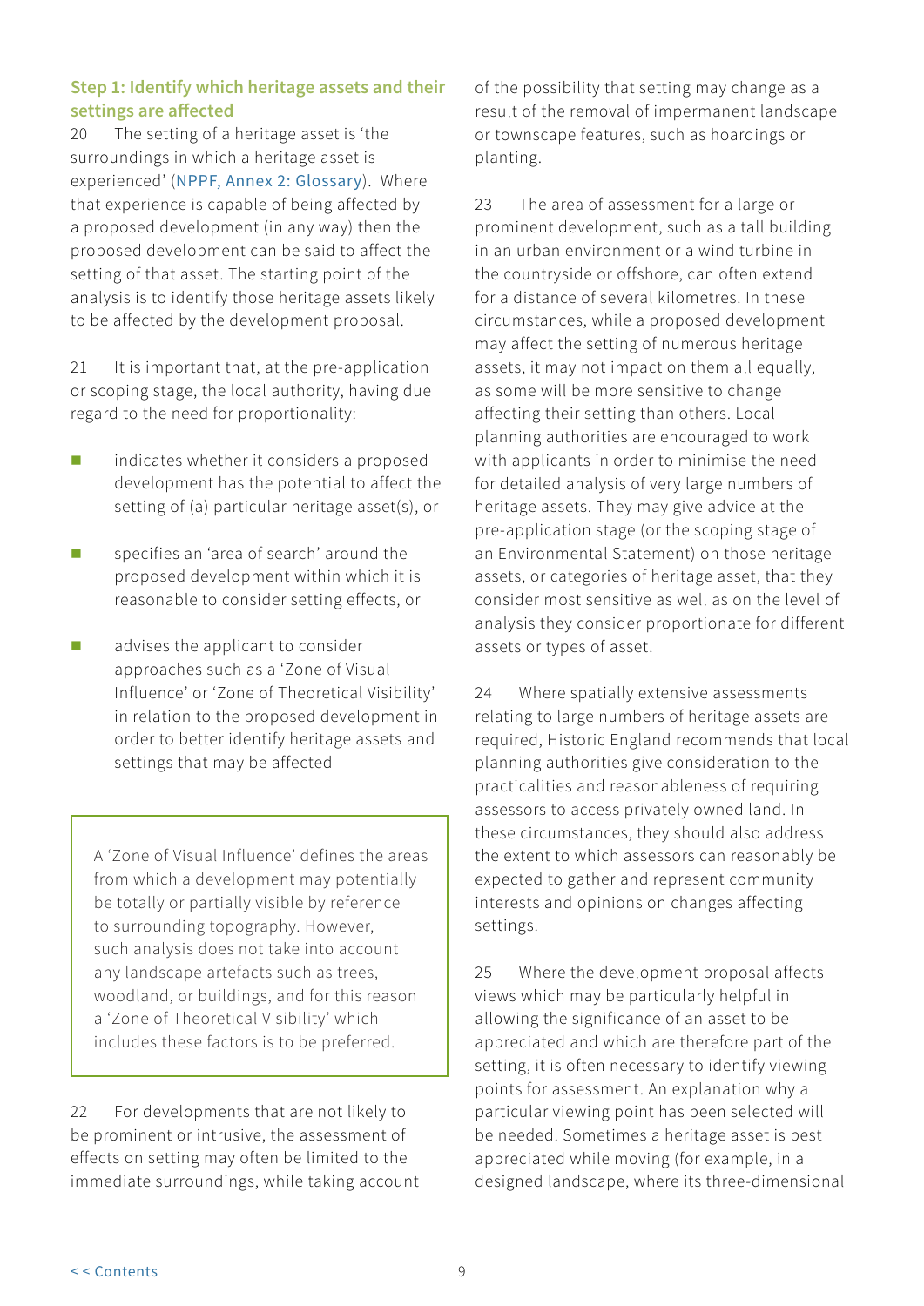### Step 1: Identify which heritage assets and their settings are affected

20 The setting of a heritage asset is 'the surroundings in which a heritage asset is experienced' (NPPF, Annex 2: Glossary). Where that experience is capable of being affected by a proposed development (in any way) then the proposed development can be said to affect the setting of that asset. The starting point of the analysis is to identify those heritage assets likely to be affected by the development proposal.

21 It is important that, at the pre-application or scoping stage, the local authority, having due regard to the need for proportionality:

- indicates whether it considers a proposed development has the potential to affect the setting of (a) particular heritage asset(s), or
- specifies an 'area of search' around the proposed development within which it is reasonable to consider setting effects, or
- advises the applicant to consider approaches such as a 'Zone of Visual Influence' or 'Zone of Theoretical Visibility' in relation to the proposed development in order to better identify heritage assets and settings that may be affected

> A 'Zone of Visual Influence' defines the areas from which a development may potentially be totally or partially visible by reference to surrounding topography. However, such analysis does not take into account any landscape artefacts such as trees, woodland, or buildings, and for this reason a 'Zone of Theoretical Visibility' which includes these factors is to be preferred.

22 For developments that are not likely to be prominent or intrusive, the assessment of effects on setting may often be limited to the immediate surroundings, while taking account of the possibility that setting may change as a result of the removal of impermanent landscape or townscape features, such as hoardings or planting.

23 The area of assessment for a large or prominent development, such as a tall building in an urban environment or a wind turbine in the countryside or offshore, can often extend for a distance of several kilometres. In these circumstances, while a proposed development may affect the setting of numerous heritage assets, it may not impact on them all equally, as some will be more sensitive to change affecting their setting than others. Local planning authorities are encouraged to work with applicants in order to minimise the need for detailed analysis of very large numbers of heritage assets. They may give advice at the pre-application stage (or the scoping stage of an Environmental Statement) on those heritage assets, or categories of heritage asset, that they consider most sensitive as well as on the level of analysis they consider proportionate for different assets or types of asset.

24 Where spatially extensive assessments relating to large numbers of heritage assets are required, Historic England recommends that local planning authorities give consideration to the practicalities and reasonableness of requiring assessors to access privately owned land. In these circumstances, they should also address the extent to which assessors can reasonably be expected to gather and represent community interests and opinions on changes affecting settings.

25 Where the development proposal affects views which may be particularly helpful in allowing the significance of an asset to be appreciated and which are therefore part of the setting, it is often necessary to identify viewing points for assessment. An explanation why a particular viewing point has been selected will be needed. Sometimes a heritage asset is best appreciated while moving (for example, in a designed landscape, where its three-dimensional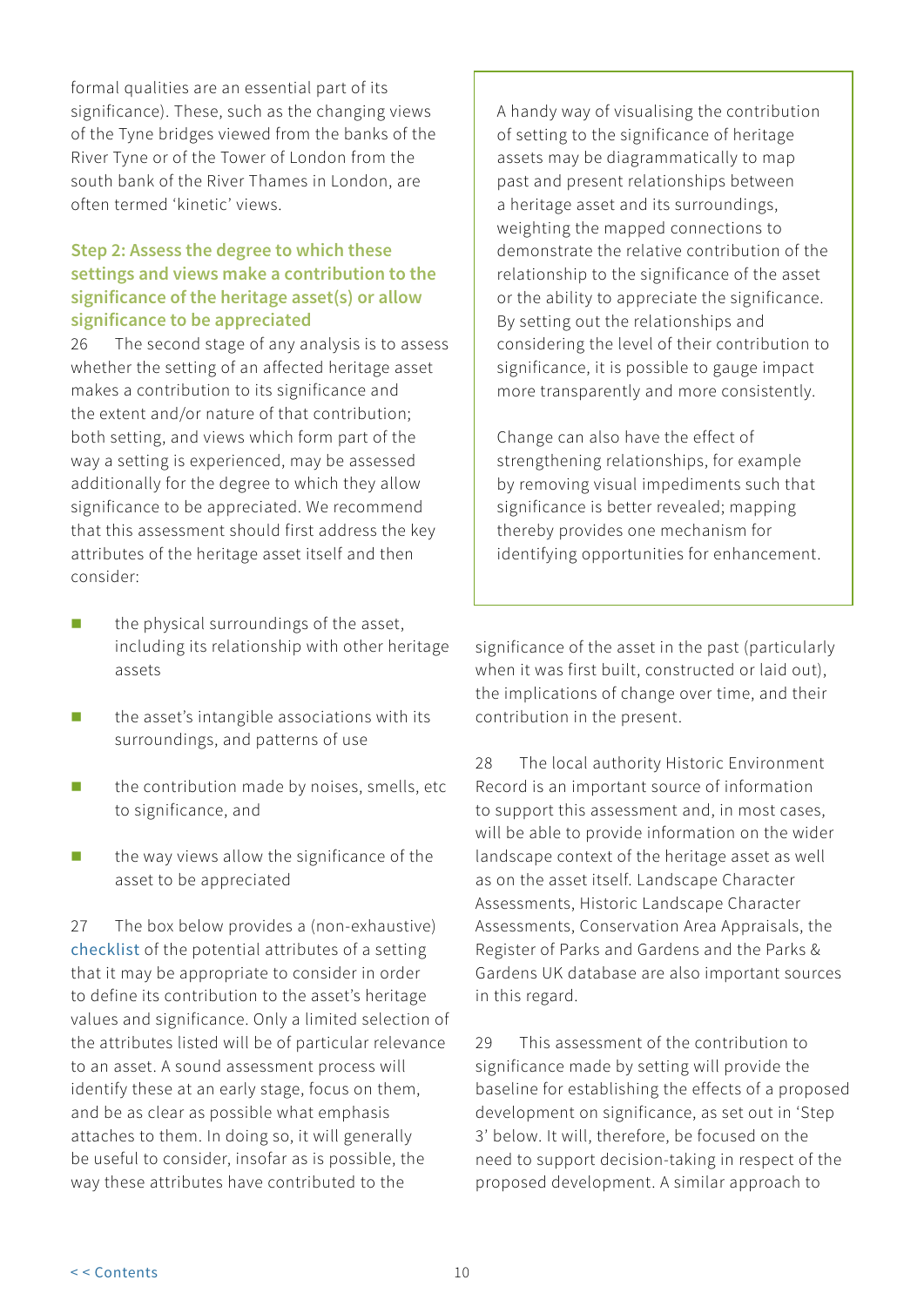formal qualities are an essential part of its significance). These, such as the changing views of the Tyne bridges viewed from the banks of the River Tyne or of the Tower of London from the south bank of the River Thames in London, are often termed 'kinetic' views.

### Step 2: Assess the degree to which these settings and views make a contribution to the significance of the heritage asset(s) or allow significance to be appreciated

26 The second stage of any analysis is to assess whether the setting of an affected heritage asset makes a contribution to its significance and the extent and/or nature of that contribution; both setting, and views which form part of the way a setting is experienced, may be assessed additionally for the degree to which they allow significance to be appreciated. We recommend that this assessment should first address the key attributes of the heritage asset itself and then consider:

- the physical surroundings of the asset, including its relationship with other heritage assets
- the asset's intangible associations with its surroundings, and patterns of use
- the contribution made by noises, smells, etc to significance, and
- the way views allow the significance of the asset to be appreciated

27 The box below provides a (non-exhaustive) checklist of the potential attributes of a setting that it may be appropriate to consider in order to define its contribution to the asset's heritage values and significance. Only a limited selection of the attributes listed will be of particular relevance to an asset. A sound assessment process will identify these at an early stage, focus on them, and be as clear as possible what emphasis attaches to them. In doing so, it will generally be useful to consider, insofar as is possible, the way these attributes have contributed to the significance of the asset in the past (particularly when it was first built, constructed or laid out), the implications of change over time, and their contribution in the present.

> A handy way of visualising the contribution of setting to the significance of heritage assets may be diagrammatically to map past and present relationships between a heritage asset and its surroundings, weighting the mapped connections to demonstrate the relative contribution of the relationship to the significance of the asset or the ability to appreciate the significance. By setting out the relationships and considering the level of their contribution to significance, it is possible to gauge impact more transparently and more consistently.
>
> Change can also have the effect of strengthening relationships, for example by removing visual impediments such that significance is better revealed; mapping thereby provides one mechanism for identifying opportunities for enhancement.

28 The local authority Historic Environment Record is an important source of information to support this assessment and, in most cases, will be able to provide information on the wider landscape context of the heritage asset as well as on the asset itself. Landscape Character Assessments, Historic Landscape Character Assessments, Conservation Area Appraisals, the Register of Parks and Gardens and the Parks & Gardens UK database are also important sources in this regard.

29 This assessment of the contribution to significance made by setting will provide the baseline for establishing the effects of a proposed development on significance, as set out in 'Step 3' below. It will, therefore, be focused on the need to support decision-taking in respect of the proposed development. A similar approach to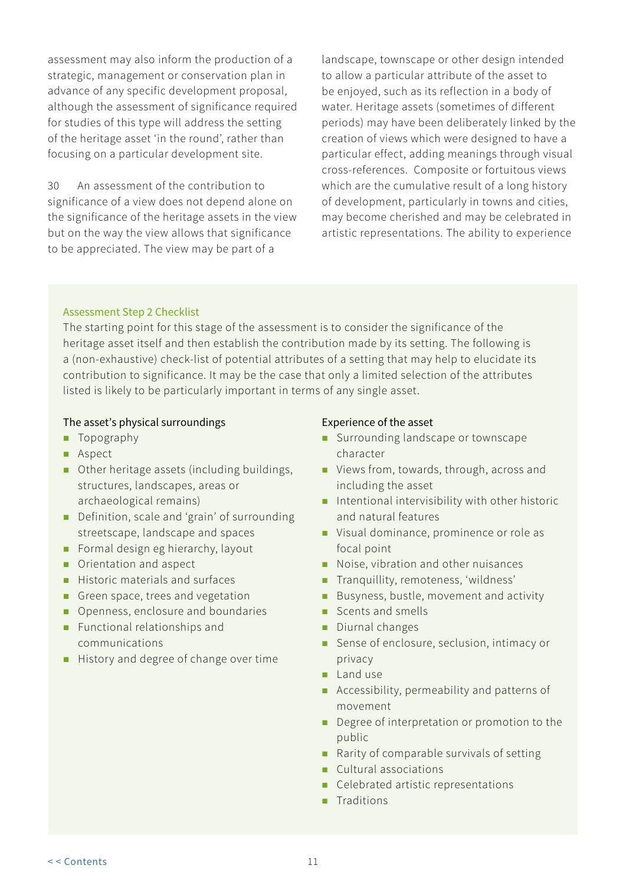assessment may also inform the production of a strategic, management or conservation plan in advance of any specific development proposal, although the assessment of significance required for studies of this type will address the setting of the heritage asset 'in the round', rather than focusing on a particular development site.

30 An assessment of the contribution to significance of a view does not depend alone on the significance of the heritage assets in the view but on the way the view allows that significance to be appreciated. The view may be part of a landscape, townscape or other design intended to allow a particular attribute of the asset to be enjoyed, such as its reflection in a body of water. Heritage assets (sometimes of different periods) may have been deliberately linked by the creation of views which were designed to have a particular effect, adding meanings through visual cross-references. Composite or fortuitous views which are the cumulative result of a long history of development, particularly in towns and cities, may become cherished and may be celebrated in artistic representations. The ability to experience

### Assessment Step 2 Checklist

The starting point for this stage of the assessment is to consider the significance of the heritage asset itself and then establish the contribution made by its setting. The following is a (non-exhaustive) check-list of potential attributes of a setting that may help to elucidate its contribution to significance. It may be the case that only a limited selection of the attributes listed is likely to be particularly important in terms of any single asset.

**The asset's physical surroundings**

- Topography
- Aspect
- Other heritage assets (including buildings, structures, landscapes, areas or archaeological remains)
- Definition, scale and 'grain' of surrounding streetscape, landscape and spaces
- Formal design eg hierarchy, layout
- Orientation and aspect
- Historic materials and surfaces
- Green space, trees and vegetation
- Openness, enclosure and boundaries
- Functional relationships and communications
- History and degree of change over time

**Experience of the asset**

- Surrounding landscape or townscape character
- Views from, towards, through, across and including the asset
- Intentional intervisibility with other historic and natural features
- Visual dominance, prominence or role as focal point
- Noise, vibration and other nuisances
- Tranquillity, remoteness, 'wildness'
- Busyness, bustle, movement and activity
- Scents and smells
- Diurnal changes
- Sense of enclosure, seclusion, intimacy or privacy
- Land use
- Accessibility, permeability and patterns of movement
- Degree of interpretation or promotion to the public
- Rarity of comparable survivals of setting
- Cultural associations
- Celebrated artistic representations
- Traditions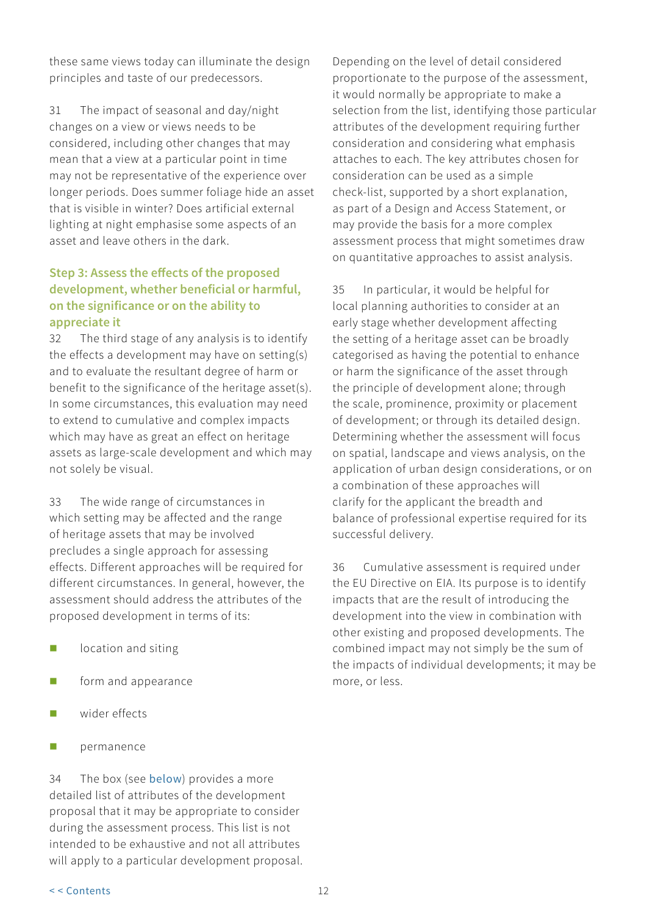these same views today can illuminate the design principles and taste of our predecessors.

31 The impact of seasonal and day/night changes on a view or views needs to be considered, including other changes that may mean that a view at a particular point in time may not be representative of the experience over longer periods. Does summer foliage hide an asset that is visible in winter? Does artificial external lighting at night emphasise some aspects of an asset and leave others in the dark.

### Step 3: Assess the effects of the proposed development, whether beneficial or harmful, on the significance or on the ability to appreciate it

32 The third stage of any analysis is to identify the effects a development may have on setting(s) and to evaluate the resultant degree of harm or benefit to the significance of the heritage asset(s). In some circumstances, this evaluation may need to extend to cumulative and complex impacts which may have as great an effect on heritage assets as large-scale development and which may not solely be visual.

33 The wide range of circumstances in which setting may be affected and the range of heritage assets that may be involved precludes a single approach for assessing effects. Different approaches will be required for different circumstances. In general, however, the assessment should address the attributes of the proposed development in terms of its:

- location and siting
- form and appearance
- wider effects
- permanence

34 The box (see below) provides a more detailed list of attributes of the development proposal that it may be appropriate to consider during the assessment process. This list is not intended to be exhaustive and not all attributes will apply to a particular development proposal. Depending on the level of detail considered proportionate to the purpose of the assessment, it would normally be appropriate to make a selection from the list, identifying those particular attributes of the development requiring further consideration and considering what emphasis attaches to each. The key attributes chosen for consideration can be used as a simple check-list, supported by a short explanation, as part of a Design and Access Statement, or may provide the basis for a more complex assessment process that might sometimes draw on quantitative approaches to assist analysis.

35 In particular, it would be helpful for local planning authorities to consider at an early stage whether development affecting the setting of a heritage asset can be broadly categorised as having the potential to enhance or harm the significance of the asset through the principle of development alone; through the scale, prominence, proximity or placement of development; or through its detailed design. Determining whether the assessment will focus on spatial, landscape and views analysis, on the application of urban design considerations, or on a combination of these approaches will clarify for the applicant the breadth and balance of professional expertise required for its successful delivery.

36 Cumulative assessment is required under the EU Directive on EIA. Its purpose is to identify impacts that are the result of introducing the development into the view in combination with other existing and proposed developments. The combined impact may not simply be the sum of the impacts of individual developments; it may be more, or less.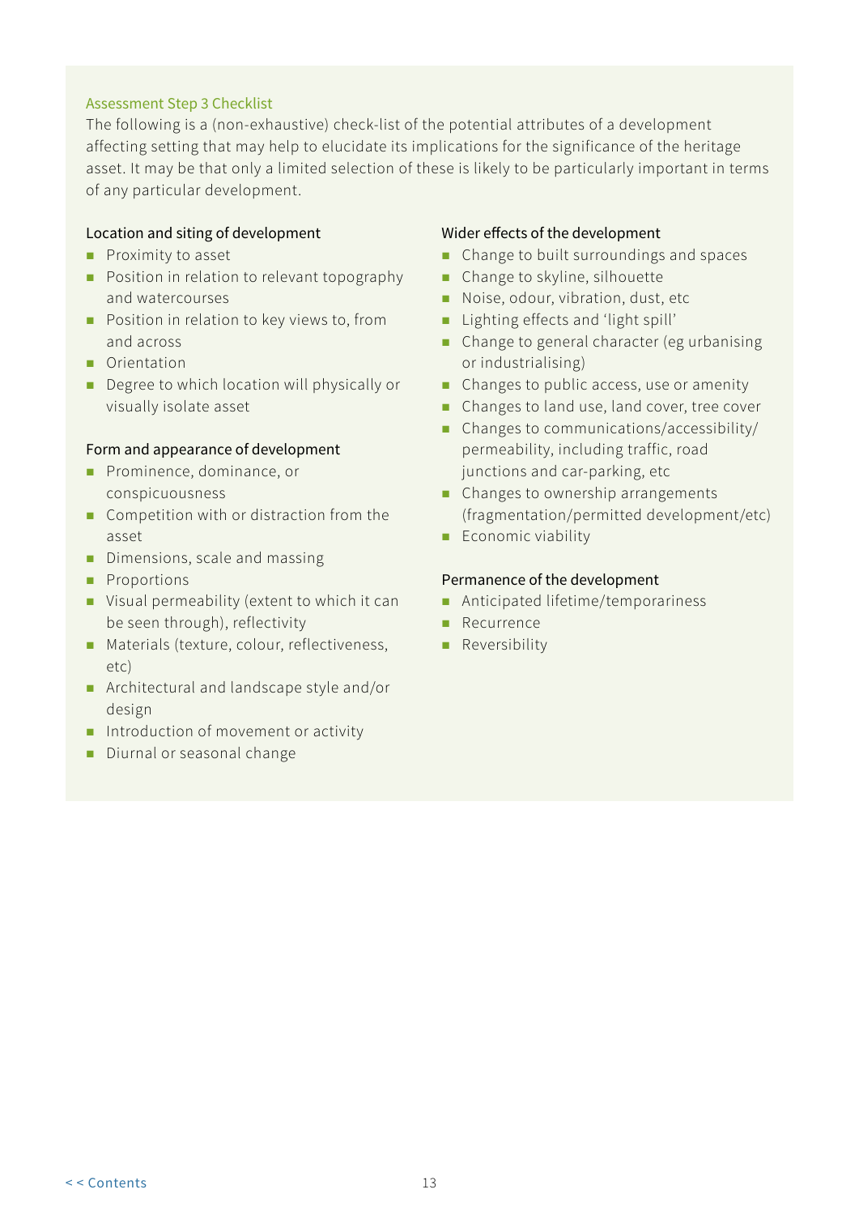### Assessment Step 3 Checklist

The following is a (non-exhaustive) check-list of the potential attributes of a development affecting setting that may help to elucidate its implications for the significance of the heritage asset. It may be that only a limited selection of these is likely to be particularly important in terms of any particular development.

#### Location and siting of development

- Proximity to asset
- Position in relation to relevant topography and watercourses
- Position in relation to key views to, from and across
- Orientation
- Degree to which location will physically or visually isolate asset

#### Form and appearance of development

- Prominence, dominance, or conspicuousness
- Competition with or distraction from the asset
- Dimensions, scale and massing
- Proportions
- Visual permeability (extent to which it can be seen through), reflectivity
- Materials (texture, colour, reflectiveness, etc)
- Architectural and landscape style and/or design
- Introduction of movement or activity
- Diurnal or seasonal change

#### Wider effects of the development

- Change to built surroundings and spaces
- Change to skyline, silhouette
- Noise, odour, vibration, dust, etc
- Lighting effects and 'light spill'
- Change to general character (eg urbanising or industrialising)
- Changes to public access, use or amenity
- Changes to land use, land cover, tree cover
- Changes to communications/accessibility/permeability, including traffic, road junctions and car-parking, etc
- Changes to ownership arrangements (fragmentation/permitted development/etc)
- Economic viability

#### Permanence of the development

- Anticipated lifetime/temporariness
- Recurrence
- Reversibility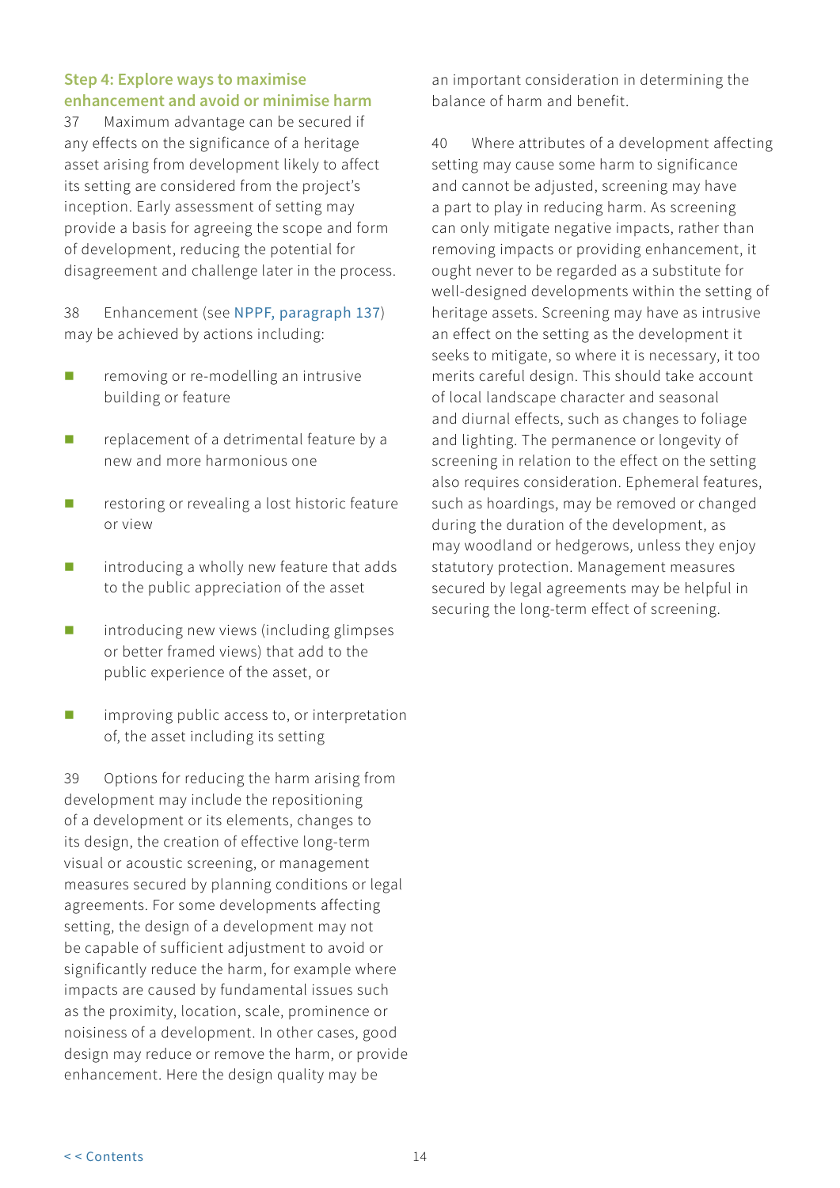### Step 4: Explore ways to maximise enhancement and avoid or minimise harm

37 Maximum advantage can be secured if any effects on the significance of a heritage asset arising from development likely to affect its setting are considered from the project's inception. Early assessment of setting may provide a basis for agreeing the scope and form of development, reducing the potential for disagreement and challenge later in the process.

38 Enhancement (see NPPF, paragraph 137) may be achieved by actions including:

- removing or re-modelling an intrusive building or feature
- replacement of a detrimental feature by a new and more harmonious one
- restoring or revealing a lost historic feature or view
- introducing a wholly new feature that adds to the public appreciation of the asset
- introducing new views (including glimpses or better framed views) that add to the public experience of the asset, or
- improving public access to, or interpretation of, the asset including its setting

39 Options for reducing the harm arising from development may include the repositioning of a development or its elements, changes to its design, the creation of effective long-term visual or acoustic screening, or management measures secured by planning conditions or legal agreements. For some developments affecting setting, the design of a development may not be capable of sufficient adjustment to avoid or significantly reduce the harm, for example where impacts are caused by fundamental issues such as the proximity, location, scale, prominence or noisiness of a development. In other cases, good design may reduce or remove the harm, or provide enhancement. Here the design quality may be an important consideration in determining the balance of harm and benefit.

40 Where attributes of a development affecting setting may cause some harm to significance and cannot be adjusted, screening may have a part to play in reducing harm. As screening can only mitigate negative impacts, rather than removing impacts or providing enhancement, it ought never to be regarded as a substitute for well-designed developments within the setting of heritage assets. Screening may have as intrusive an effect on the setting as the development it seeks to mitigate, so where it is necessary, it too merits careful design. This should take account of local landscape character and seasonal and diurnal effects, such as changes to foliage and lighting. The permanence or longevity of screening in relation to the effect on the setting also requires consideration. Ephemeral features, such as hoardings, may be removed or changed during the duration of the development, as may woodland or hedgerows, unless they enjoy statutory protection. Management measures secured by legal agreements may be helpful in securing the long-term effect of screening.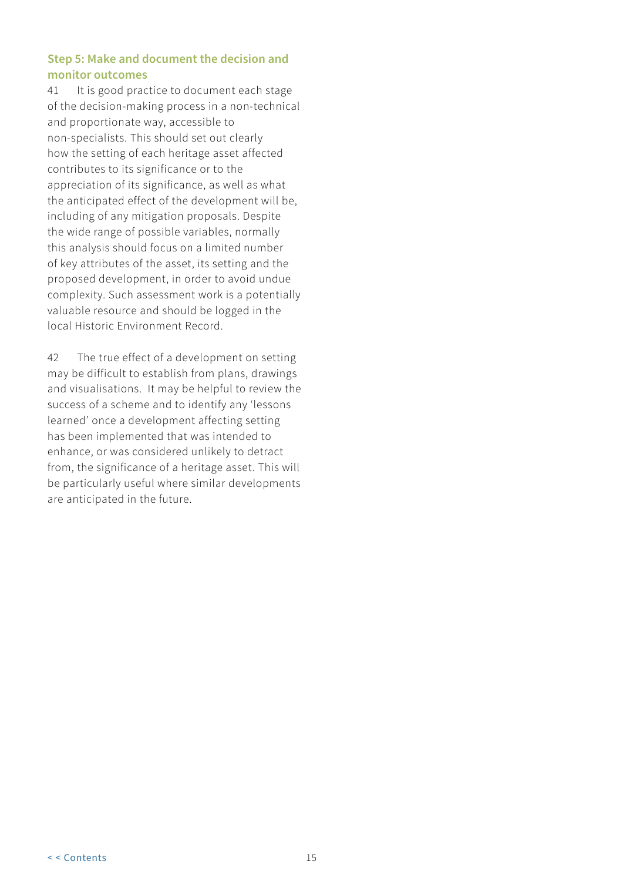### Step 5: Make and document the decision and monitor outcomes

41 It is good practice to document each stage of the decision-making process in a non-technical and proportionate way, accessible to non-specialists. This should set out clearly how the setting of each heritage asset affected contributes to its significance or to the appreciation of its significance, as well as what the anticipated effect of the development will be, including of any mitigation proposals. Despite the wide range of possible variables, normally this analysis should focus on a limited number of key attributes of the asset, its setting and the proposed development, in order to avoid undue complexity. Such assessment work is a potentially valuable resource and should be logged in the local Historic Environment Record.

42 The true effect of a development on setting may be difficult to establish from plans, drawings and visualisations. It may be helpful to review the success of a scheme and to identify any 'lessons learned' once a development affecting setting has been implemented that was intended to enhance, or was considered unlikely to detract from, the significance of a heritage asset. This will be particularly useful where similar developments are anticipated in the future.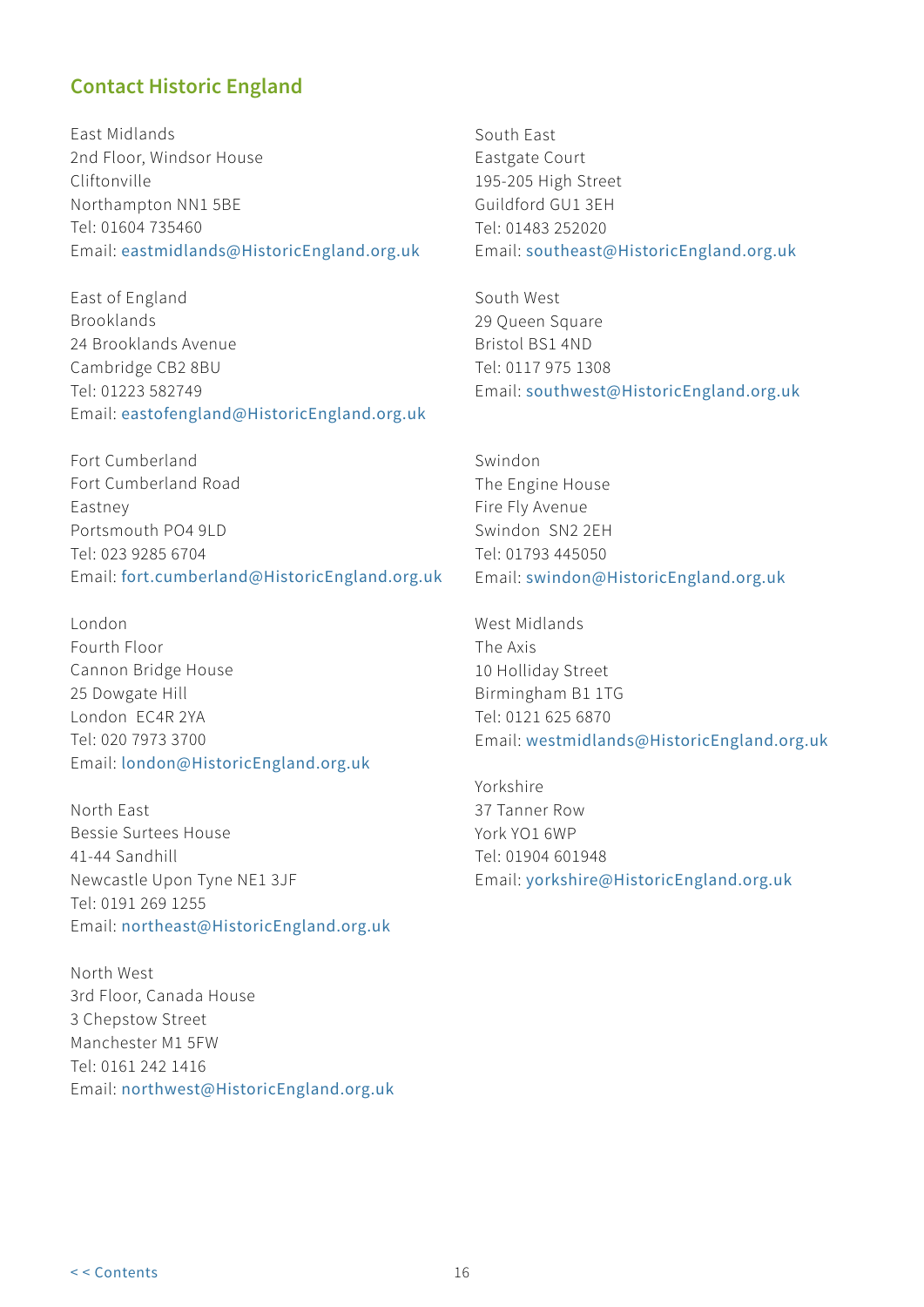## Contact Historic England

East Midlands
2nd Floor, Windsor House
Cliftonville
Northampton NN1 5BE
Tel: 01604 735460
Email: eastmidlands@HistoricEngland.org.uk

East of England
Brooklands
24 Brooklands Avenue
Cambridge CB2 8BU
Tel: 01223 582749
Email: eastofengland@HistoricEngland.org.uk

Fort Cumberland
Fort Cumberland Road
Eastney
Portsmouth PO4 9LD
Tel: 023 9285 6704
Email: fort.cumberland@HistoricEngland.org.uk

London
Fourth Floor
Cannon Bridge House
25 Dowgate Hill
London EC4R 2YA
Tel: 020 7973 3700
Email: london@HistoricEngland.org.uk

North East
Bessie Surtees House
41-44 Sandhill
Newcastle Upon Tyne NE1 3JF
Tel: 0191 269 1255
Email: northeast@HistoricEngland.org.uk

North West
3rd Floor, Canada House
3 Chepstow Street
Manchester M1 5FW
Tel: 0161 242 1416
Email: northwest@HistoricEngland.org.uk

South East
Eastgate Court
195-205 High Street
Guildford GU1 3EH
Tel: 01483 252020
Email: southeast@HistoricEngland.org.uk

South West
29 Queen Square
Bristol BS1 4ND
Tel: 0117 975 1308
Email: southwest@HistoricEngland.org.uk

Swindon
The Engine House
Fire Fly Avenue
Swindon SN2 2EH
Tel: 01793 445050
Email: swindon@HistoricEngland.org.uk

West Midlands
The Axis
10 Holliday Street
Birmingham B1 1TG
Tel: 0121 625 6870
Email: westmidlands@HistoricEngland.org.uk

Yorkshire
37 Tanner Row
York YO1 6WP
Tel: 01904 601948
Email: yorkshire@HistoricEngland.org.uk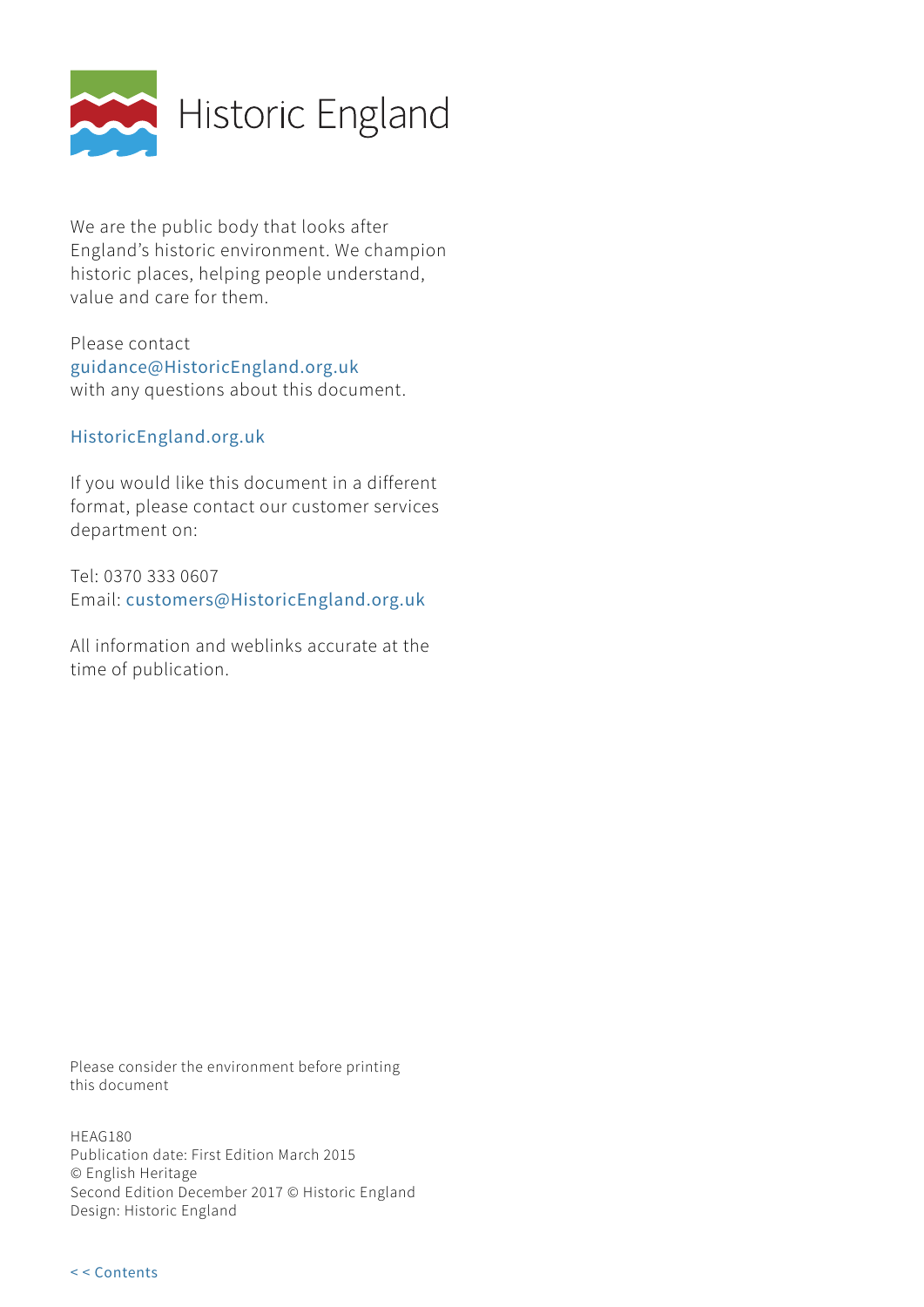Historic England

We are the public body that looks after England's historic environment. We champion historic places, helping people understand, value and care for them.

Please contact
guidance@HistoricEngland.org.uk
with any questions about this document.

HistoricEngland.org.uk

If you would like this document in a different format, please contact our customer services department on:

Tel: 0370 333 0607
Email: customers@HistoricEngland.org.uk

All information and weblinks accurate at the time of publication.

Please consider the environment before printing this document

HEAG180
Publication date: First Edition March 2015
© English Heritage
Second Edition December 2017 © Historic England
Design: Historic England

< < Contents